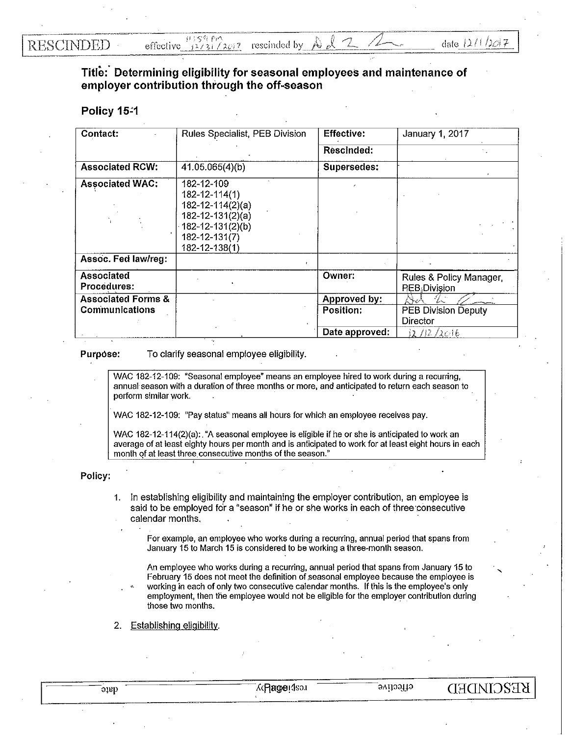RESCINDED effective 11:59 PM 12/31/2017 rescinded by [signature] date 12/1/2017

# Title: Determining eligibility for seasonal employees and maintenance of employer contribution through the off-season

## Policy 15-1

| Contact: | Rules Specialist, PEB Division | Effective: | January 1, 2017 |
|---|---|---|---|
| | | Rescinded: | |
| Associated RCW: | 41.05.065(4)(b) | Supersedes: | |
| Associated WAC: | 182-12-109<br>182-12-114(1)<br>182-12-114(2)(a)<br>182-12-131(2)(a)<br>182-12-131(2)(b)<br>182-12-131(7)<br>182-12-138(1) | | |
| Assoc. Fed law/reg: | | | |
| Associated Procedures: | | Owner: | Rules & Policy Manager, PEB Division |
| Associated Forms & Communications | | Approved by: | [signature] |
| | | Position: | PEB Division Deputy Director |
| | | Date approved: | 12/12/2016 |

**Purpose:** To clarify seasonal employee eligibility.

> WAC 182-12-109: "Seasonal employee" means an employee hired to work during a recurring, annual season with a duration of three months or more, and anticipated to return each season to perform similar work.
>
> WAC 182-12-109: "Pay status" means all hours for which an employee receives pay.
>
> WAC 182-12-114(2)(a): "A seasonal employee is eligible if he or she is anticipated to work an average of at least eighty hours per month and is anticipated to work for at least eight hours in each month of at least three consecutive months of the season."

**Policy:**

1. In establishing eligibility and maintaining the employer contribution, an employee is said to be employed for a "season" if he or she works in each of three consecutive calendar months.

   For example, an employee who works during a recurring, annual period that spans from January 15 to March 15 is considered to be working a three-month season.

   An employee who works during a recurring, annual period that spans from January 15 to February 15 does not meet the definition of seasonal employee because the employee is working in each of only two consecutive calendar months. If this is the employee's only employment, then the employee would not be eligible for the employer contribution during those two months.

2. Establishing eligibility.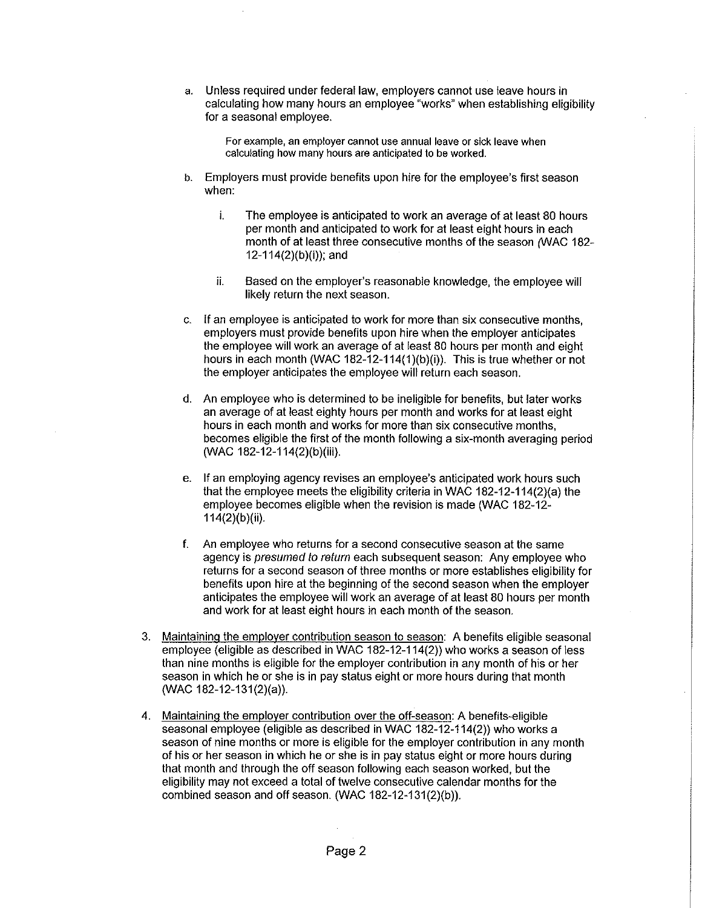a. Unless required under federal law, employers cannot use leave hours in calculating how many hours an employee "works" when establishing eligibility for a seasonal employee.

   For example, an employer cannot use annual leave or sick leave when calculating how many hours are anticipated to be worked.

b. Employers must provide benefits upon hire for the employee's first season when:

   i. The employee is anticipated to work an average of at least 80 hours per month and anticipated to work for at least eight hours in each month of at least three consecutive months of the season (WAC 182-12-114(2)(b)(i)); and

   ii. Based on the employer's reasonable knowledge, the employee will likely return the next season.

c. If an employee is anticipated to work for more than six consecutive months, employers must provide benefits upon hire when the employer anticipates the employee will work an average of at least 80 hours per month and eight hours in each month (WAC 182-12-114(1)(b)(i)). This is true whether or not the employer anticipates the employee will return each season.

d. An employee who is determined to be ineligible for benefits, but later works an average of at least eighty hours per month and works for at least eight hours in each month and works for more than six consecutive months, becomes eligible the first of the month following a six-month averaging period (WAC 182-12-114(2)(b)(iii).

e. If an employing agency revises an employee's anticipated work hours such that the employee meets the eligibility criteria in WAC 182-12-114(2)(a) the employee becomes eligible when the revision is made (WAC 182-12-114(2)(b)(ii).

f. An employee who returns for a second consecutive season at the same agency is *presumed to return* each subsequent season: Any employee who returns for a second season of three months or more establishes eligibility for benefits upon hire at the beginning of the second season when the employer anticipates the employee will work an average of at least 80 hours per month and work for at least eight hours in each month of the season.

3. <u>Maintaining the employer contribution season to season</u>: A benefits eligible seasonal employee (eligible as described in WAC 182-12-114(2)) who works a season of less than nine months is eligible for the employer contribution in any month of his or her season in which he or she is in pay status eight or more hours during that month (WAC 182-12-131(2)(a)).

4. <u>Maintaining the employer contribution over the off-season</u>: A benefits-eligible seasonal employee (eligible as described in WAC 182-12-114(2)) who works a season of nine months or more is eligible for the employer contribution in any month of his or her season in which he or she is in pay status eight or more hours during that month and through the off season following each season worked, but the eligibility may not exceed a total of twelve consecutive calendar months for the combined season and off season. (WAC 182-12-131(2)(b)).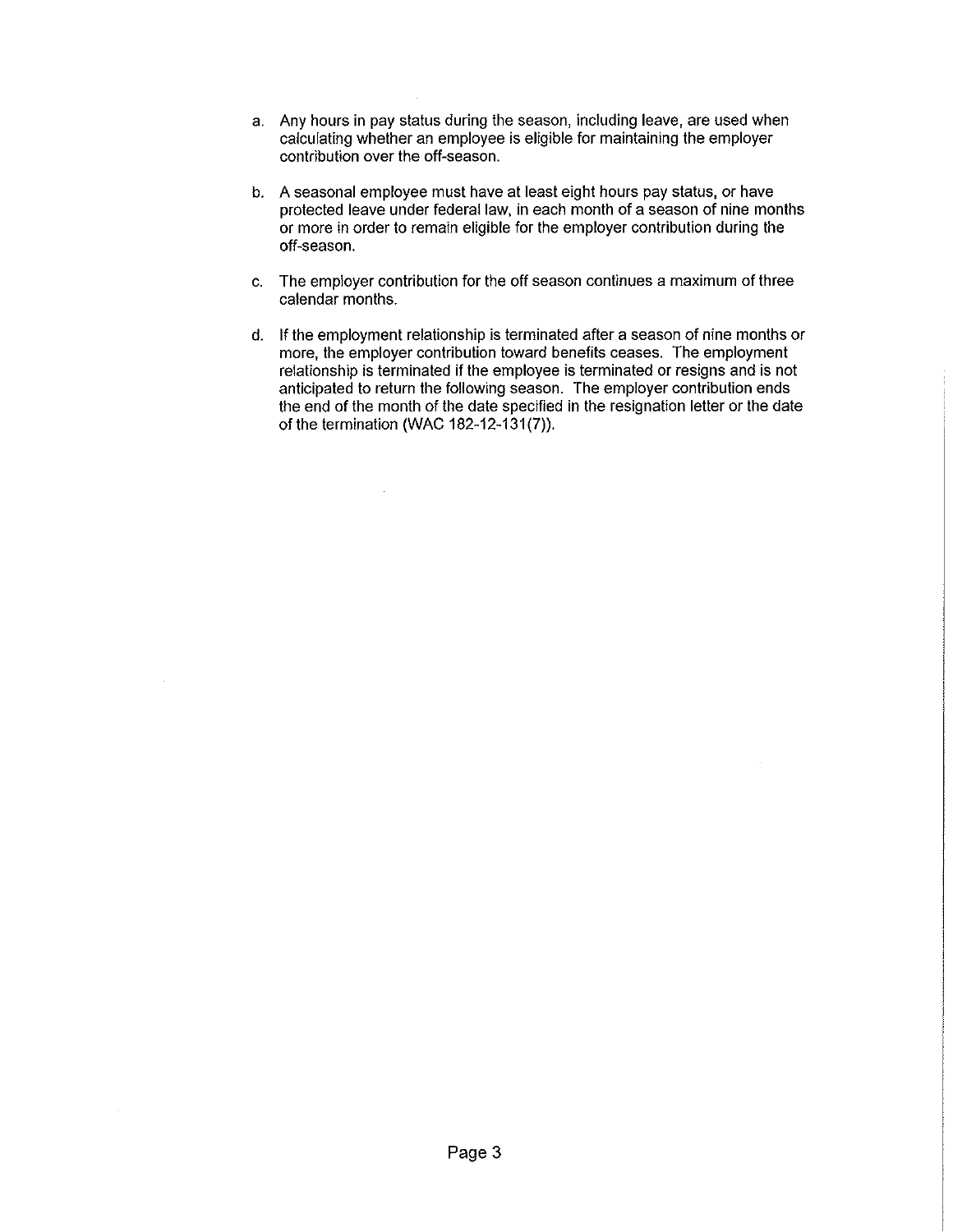a. Any hours in pay status during the season, including leave, are used when calculating whether an employee is eligible for maintaining the employer contribution over the off-season.

b. A seasonal employee must have at least eight hours pay status, or have protected leave under federal law, in each month of a season of nine months or more in order to remain eligible for the employer contribution during the off-season.

c. The employer contribution for the off season continues a maximum of three calendar months.

d. If the employment relationship is terminated after a season of nine months or more, the employer contribution toward benefits ceases. The employment relationship is terminated if the employee is terminated or resigns and is not anticipated to return the following season. The employer contribution ends the end of the month of the date specified in the resignation letter or the date of the termination (WAC 182-12-131(7)).